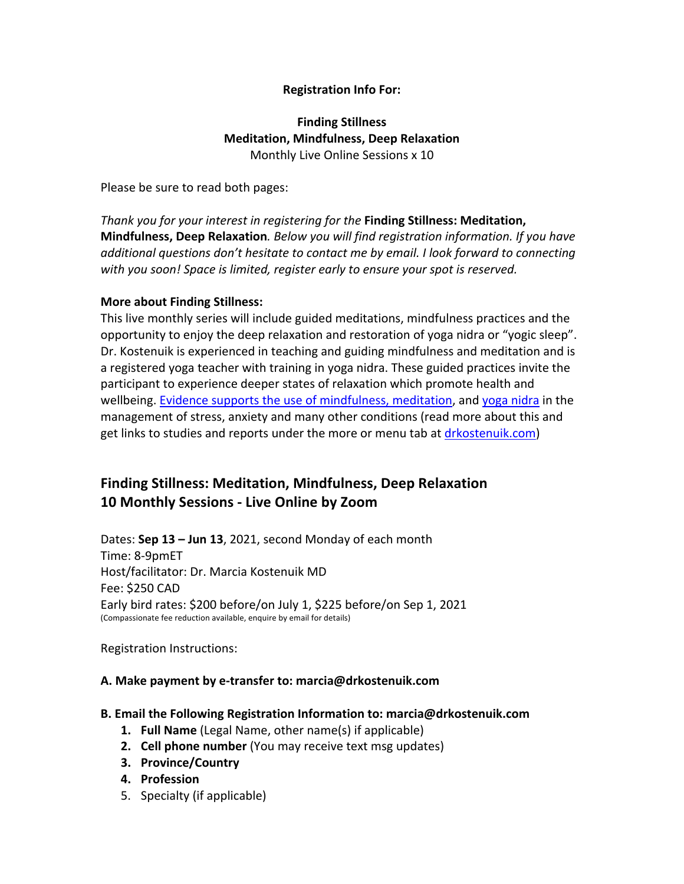**Registration Info For:**

**Finding Stillness**
**Meditation, Mindfulness, Deep Relaxation**
Monthly Live Online Sessions x 10

Please be sure to read both pages:

*Thank you for your interest in registering for the* **Finding Stillness: Meditation, Mindfulness, Deep Relaxation***. Below you will find registration information. If you have additional questions don't hesitate to contact me by email. I look forward to connecting with you soon! Space is limited, register early to ensure your spot is reserved.*

**More about Finding Stillness:**
This live monthly series will include guided meditations, mindfulness practices and the opportunity to enjoy the deep relaxation and restoration of yoga nidra or "yogic sleep". Dr. Kostenuik is experienced in teaching and guiding mindfulness and meditation and is a registered yoga teacher with training in yoga nidra. These guided practices invite the participant to experience deeper states of relaxation which promote health and wellbeing. Evidence supports the use of mindfulness, meditation, and yoga nidra in the management of stress, anxiety and many other conditions (read more about this and get links to studies and reports under the more or menu tab at drkostenuik.com)

## Finding Stillness: Meditation, Mindfulness, Deep Relaxation
## 10 Monthly Sessions - Live Online by Zoom

Dates: **Sep 13 – Jun 13**, 2021, second Monday of each month
Time: 8-9pmET
Host/facilitator: Dr. Marcia Kostenuik MD
Fee: $250 CAD
Early bird rates: $200 before/on July 1, $225 before/on Sep 1, 2021
(Compassionate fee reduction available, enquire by email for details)

Registration Instructions:

**A. Make payment by e-transfer to: marcia@drkostenuik.com**

**B. Email the Following Registration Information to: marcia@drkostenuik.com**

1. **Full Name** (Legal Name, other name(s) if applicable)
2. **Cell phone number** (You may receive text msg updates)
3. **Province/Country**
4. **Profession**
5. Specialty (if applicable)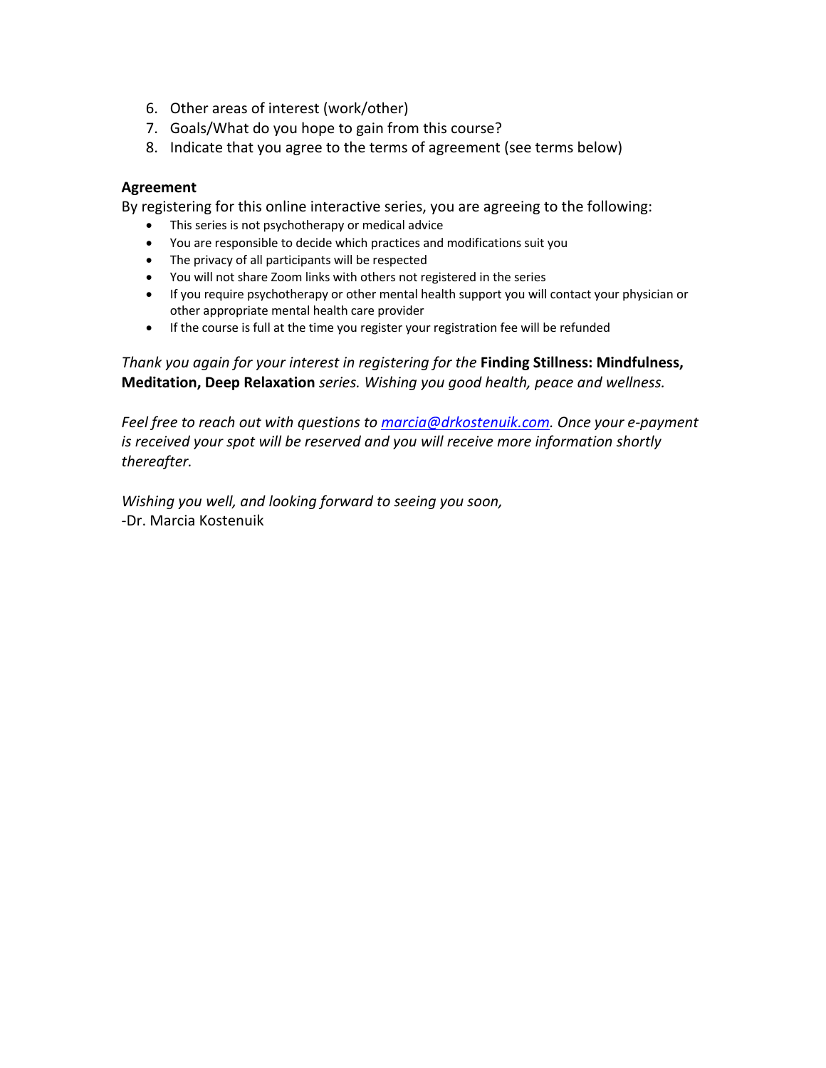6. Other areas of interest (work/other)
7. Goals/What do you hope to gain from this course?
8. Indicate that you agree to the terms of agreement (see terms below)

**Agreement**

By registering for this online interactive series, you are agreeing to the following:

- This series is not psychotherapy or medical advice
- You are responsible to decide which practices and modifications suit you
- The privacy of all participants will be respected
- You will not share Zoom links with others not registered in the series
- If you require psychotherapy or other mental health support you will contact your physician or other appropriate mental health care provider
- If the course is full at the time you register your registration fee will be refunded

*Thank you again for your interest in registering for the* **Finding Stillness: Mindfulness, Meditation, Deep Relaxation** *series. Wishing you good health, peace and wellness.*

*Feel free to reach out with questions to [marcia@drkostenuik.com](mailto:marcia@drkostenuik.com). Once your e-payment is received your spot will be reserved and you will receive more information shortly thereafter.*

*Wishing you well, and looking forward to seeing you soon,*

-Dr. Marcia Kostenuik